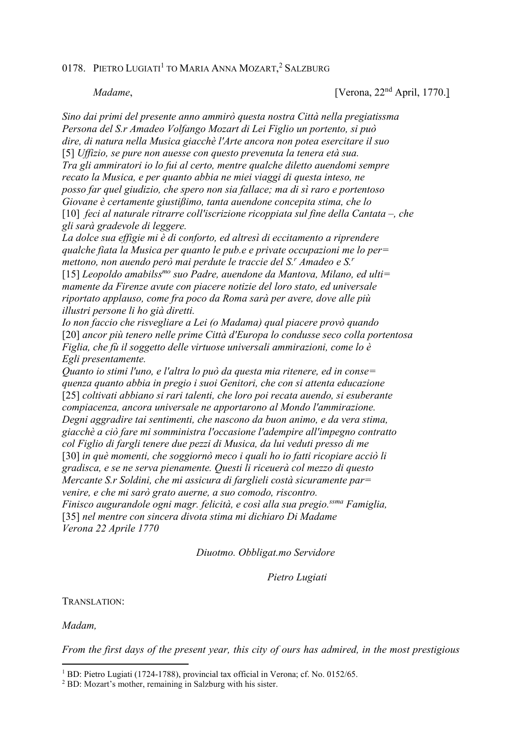0178. PIETRO LUGIATI[1] TO MARIA ANNA MOZART,[2] SALZBURG

*Madame*, [Verona, 22nd April, 1770.]

*Sino dai primi del presente anno ammirò questa nostra Città nella pregiatissma Persona del S.r Amadeo Volfango Mozart di Lei Figlio un portento, si può dire, di natura nella Musica giacchè l'Arte ancora non potea esercitare il suo* [5] *Uffizio, se pure non auesse con questo prevenuta la tenera età sua. Tra gli ammiratori io lo fui al certo, mentre qualche diletto auendomi sempre recato la Musica, e per quanto abbia ne miei viaggi di questa inteso, ne posso far quel giudizio, che spero non sia fallace; ma di sì raro e portentoso Giovane è certamente giustißimo, tanta auendone concepita stima, che lo* [10] *feci al naturale ritrarre coll'iscrizione ricoppiata sul fine della Cantata –, che gli sarà gradevole di leggere.*
*La dolce sua effigie mi è di conforto, ed altresì di eccitamento a riprendere qualche fiata la Musica per quanto le pub.e e private occupazioni me lo per= mettono, non auendo però mai perdute le traccie del S.r Amadeo e S.r* [15] *Leopoldo amabilssmo suo Padre, auendone da Mantova, Milano, ed ulti= mamente da Firenze avute con piacere notizie del loro stato, ed universale riportato applauso, come fra poco da Roma sarà per avere, dove alle più illustri persone li ho già diretti.*
*Io non faccio che risvegliare a Lei (o Madama) qual piacere provò quando* [20] *ancor più tenero nelle prime Città d'Europa lo condusse seco colla portentosa Figlia, che fù il soggetto delle virtuose universali ammirazioni, come lo è Egli presentamente.*
*Quanto io stimi l'uno, e l'altra lo può da questa mia ritenere, ed in conse= quenza quanto abbia in pregio i suoi Genitori, che con si attenta educazione* [25] *coltivati abbiano si rari talenti, che loro poi recata auendo, si esuberante compiacenza, ancora universale ne apportarono al Mondo l'ammirazione. Degni aggradire tai sentimenti, che nascono da buon animo, e da vera stima, giacchè a ciò fare mi somministra l'occasione l'adempire all'impegno contratto col Figlio di fargli tenere due pezzi di Musica, da lui veduti presso di me* [30] *in què momenti, che soggiornò meco i quali ho io fatti ricopiare acciò li gradisca, e se ne serva pienamente. Questi li riceuerà col mezzo di questo Mercante S.r Soldini, che mi assicura di farglieli costà sicuramente par= venire, e che mi sarò grato auerne, a suo comodo, riscontro. Finisco augurandole ogni magr. felicità, e così alla sua pregio.ssma Famiglia,* [35] *nel mentre con sincera divota stima mi dichiaro Di Madame Verona 22 Aprile 1770*

*Diuotmo. Obbligat.mo Servidore*

*Pietro Lugiati*

TRANSLATION:

*Madam,*

*From the first days of the present year, this city of ours has admired, in the most prestigious*

[1] BD: Pietro Lugiati (1724-1788), provincial tax official in Verona; cf. No. 0152/65.
[2] BD: Mozart's mother, remaining in Salzburg with his sister.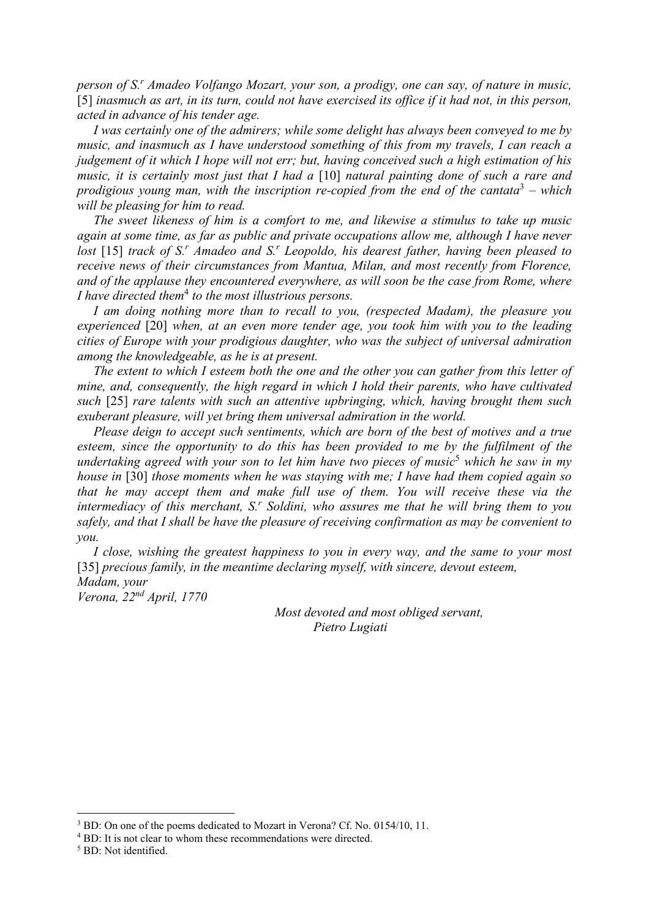*person of S.r Amadeo Volfango Mozart, your son, a prodigy, one can say, of nature in music,* [5] *inasmuch as art, in its turn, could not have exercised its office if it had not, in this person, acted in advance of his tender age.*

*I was certainly one of the admirers; while some delight has always been conveyed to me by music, and inasmuch as I have understood something of this from my travels, I can reach a judgement of it which I hope will not err; but, having conceived such a high estimation of his music, it is certainly most just that I had a* [10] *natural painting done of such a rare and prodigious young man, with the inscription re-copied from the end of the cantata*[3] *– which will be pleasing for him to read.*

*The sweet likeness of him is a comfort to me, and likewise a stimulus to take up music again at some time, as far as public and private occupations allow me, although I have never lost* [15] *track of S.r Amadeo and S.r Leopoldo, his dearest father, having been pleased to receive news of their circumstances from Mantua, Milan, and most recently from Florence, and of the applause they encountered everywhere, as will soon be the case from Rome, where I have directed them*[4] *to the most illustrious persons.*

*I am doing nothing more than to recall to you, (respected Madam), the pleasure you experienced* [20] *when, at an even more tender age, you took him with you to the leading cities of Europe with your prodigious daughter, who was the subject of universal admiration among the knowledgeable, as he is at present.*

*The extent to which I esteem both the one and the other you can gather from this letter of mine, and, consequently, the high regard in which I hold their parents, who have cultivated such* [25] *rare talents with such an attentive upbringing, which, having brought them such exuberant pleasure, will yet bring them universal admiration in the world.*

*Please deign to accept such sentiments, which are born of the best of motives and a true esteem, since the opportunity to do this has been provided to me by the fulfilment of the undertaking agreed with your son to let him have two pieces of music*[5] *which he saw in my house in* [30] *those moments when he was staying with me; I have had them copied again so that he may accept them and make full use of them. You will receive these via the intermediacy of this merchant, S.r Soldini, who assures me that he will bring them to you safely, and that I shall be have the pleasure of receiving confirmation as may be convenient to you.*

*I close, wishing the greatest happiness to you in every way, and the same to your most* [35] *precious family, in the meantime declaring myself, with sincere, devout esteem,*
*Madam, your*
*Verona, 22nd April, 1770*

*Most devoted and most obliged servant,*
*Pietro Lugiati*

---

[3] BD: On one of the poems dedicated to Mozart in Verona? Cf. No. 0154/10, 11.

[4] BD: It is not clear to whom these recommendations were directed.

[5] BD: Not identified.